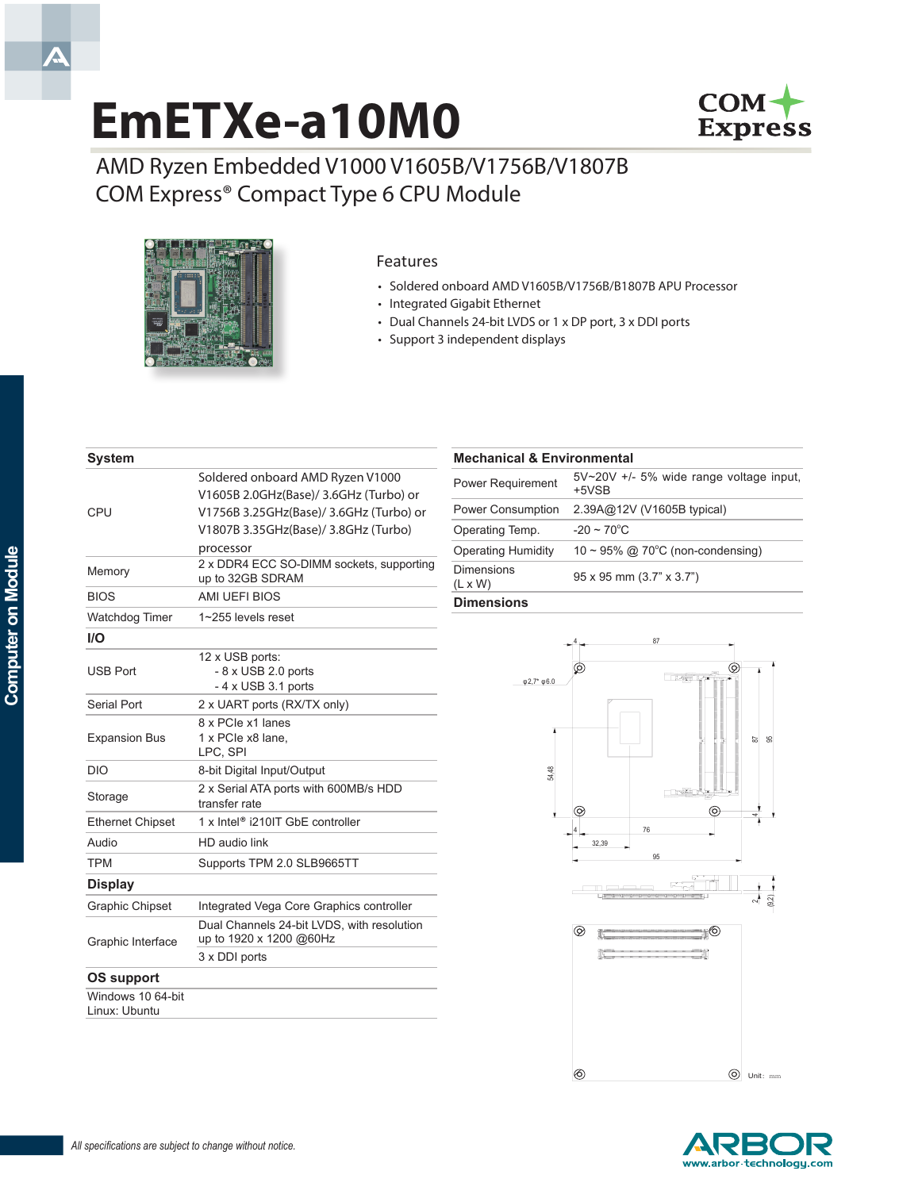# EmETXe-a10M0

## AMD Ryzen Embedded V1000 V1605B/V1756B/V1807B COM Express® Compact Type 6 CPU Module

### Features

- Soldered onboard AMD V1605B/V1756B/B1807B APU Processor
- Integrated Gigabit Ethernet
- Dual Channels 24-bit LVDS or 1 x DP port, 3 x DDI ports
- Support 3 independent displays

| System | |
|---|---|
| CPU | Soldered onboard AMD Ryzen V1000 V1605B 2.0GHz(Base)/ 3.6GHz (Turbo) or V1756B 3.25GHz(Base)/ 3.6GHz (Turbo) or V1807B 3.35GHz(Base)/ 3.8GHz (Turbo) processor |
| Memory | 2 x DDR4 ECC SO-DIMM sockets, supporting up to 32GB SDRAM |
| BIOS | AMI UEFI BIOS |
| Watchdog Timer | 1~255 levels reset |
| **I/O** | |
| USB Port | 12 x USB ports:<br>- 8 x USB 2.0 ports<br>- 4 x USB 3.1 ports |
| Serial Port | 2 x UART ports (RX/TX only) |
| Expansion Bus | 8 x PCIe x1 lanes<br>1 x PCIe x8 lane,<br>LPC, SPI |
| DIO | 8-bit Digital Input/Output |
| Storage | 2 x Serial ATA ports with 600MB/s HDD transfer rate |
| Ethernet Chipset | 1 x Intel® i210IT GbE controller |
| Audio | HD audio link |
| TPM | Supports TPM 2.0 SLB9665TT |
| **Display** | |
| Graphic Chipset | Integrated Vega Core Graphics controller |
| Graphic Interface | Dual Channels 24-bit LVDS, with resolution up to 1920 x 1200 @60Hz<br>3 x DDI ports |
| **OS support** | |
| Windows 10 64-bit<br>Linux: Ubuntu | |

| Mechanical & Environmental | |
|---|---|
| Power Requirement | 5V~20V +/- 5% wide range voltage input, +5VSB |
| Power Consumption | 2.39A@12V (V1605B typical) |
| Operating Temp. | -20 ~ 70°C |
| Operating Humidity | 10 ~ 95% @ 70°C (non-condensing) |
| Dimensions (L x W) | 95 x 95 mm (3.7" x 3.7") |

### Dimensions

Unit: mm

*All specifications are subject to change without notice.*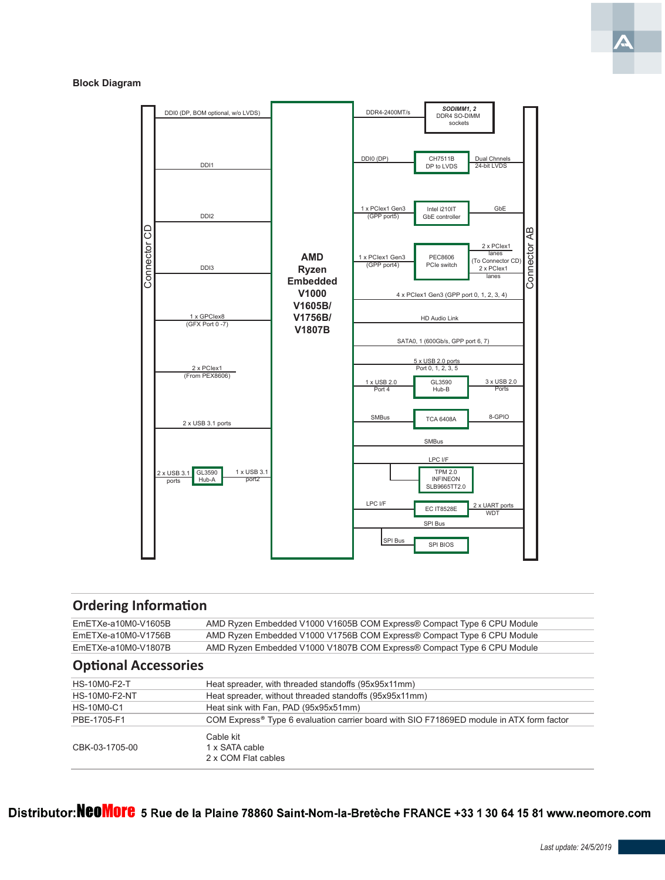**Block Diagram**

Connector CD

DDI0 (DP, BOM optional, w/o LVDS)

DDI1

DDI2

DDI3

1 x GPClex8
(GFX Port 0 -7)

2 x PClex1
(From PEX8606)

2 x USB 3.1 ports

2 x USB 3.1 ports

GL3590 Hub-A

1 x USB 3.1 port2

AMD Ryzen Embedded V1000 V1605B/ V1756B/ V1807B

DDR4-2400MT/s

SODIMM1, 2
DDR4 SO-DIMM sockets

DDI0 (DP)

CH7511B
DP to LVDS

Dual Chnnels
24-bit LVDS

1 x PClex1 Gen3
(GPP port5)

Intel i210IT
GbE controller

GbE

1 x PClex1 Gen3
(GPP port4)

PEC8606
PCIe switch

2 x PClex1 lanes
(To Connector CD)
2 x PClex1 lanes

4 x PClex1 Gen3 (GPP port 0, 1, 2, 3, 4)

HD Audio Link

SATA0, 1 (600Gb/s, GPP port 6, 7)

5 x USB 2.0 ports
Port 0, 1, 2, 3, 5

1 x USB 2.0
Port 4

GL3590
Hub-B

3 x USB 2.0
Ports

SMBus

TCA 6408A

8-GPIO

SMBus

LPC I/F

TPM 2.0
INFINEON
SLB9665TT2.0

LPC I/F

EC IT8528E

2 x UART ports
WDT

SPI Bus

SPI Bus

SPI BIOS

Connector AB

## Ordering Information

| | |
|---|---|
| EmETXe-a10M0-V1605B | AMD Ryzen Embedded V1000 V1605B COM Express® Compact Type 6 CPU Module |
| EmETXe-a10M0-V1756B | AMD Ryzen Embedded V1000 V1756B COM Express® Compact Type 6 CPU Module |
| EmETXe-a10M0-V1807B | AMD Ryzen Embedded V1000 V1807B COM Express® Compact Type 6 CPU Module |

## Optional Accessories

| | |
|---|---|
| HS-10M0-F2-T | Heat spreader, with threaded standoffs (95x95x11mm) |
| HS-10M0-F2-NT | Heat spreader, without threaded standoffs (95x95x11mm) |
| HS-10M0-C1 | Heat sink with Fan, PAD (95x95x51mm) |
| PBE-1705-F1 | COM Express® Type 6 evaluation carrier board with SIO F71869ED module in ATX form factor |
| CBK-03-1705-00 | Cable kit<br>1 x SATA cable<br>2 x COM Flat cables |

**Distributor: NeoMore 5 Rue de la Plaine 78860 Saint-Nom-la-Bretèche FRANCE +33 1 30 64 15 81 www.neomore.com**

*Last update: 24/5/2019*